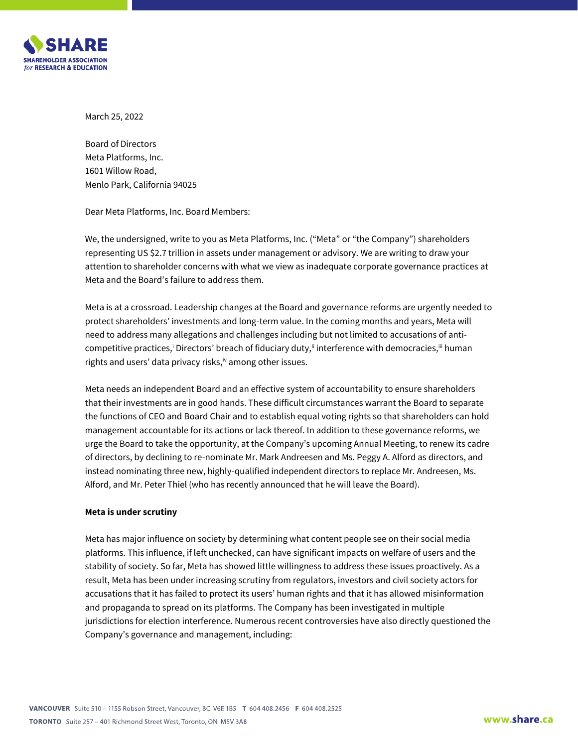March 25, 2022

Board of Directors
Meta Platforms, Inc.
1601 Willow Road,
Menlo Park, California 94025

Dear Meta Platforms, Inc. Board Members:

We, the undersigned, write to you as Meta Platforms, Inc. ("Meta" or "the Company") shareholders representing US $2.7 trillion in assets under management or advisory. We are writing to draw your attention to shareholder concerns with what we view as inadequate corporate governance practices at Meta and the Board's failure to address them.

Meta is at a crossroad. Leadership changes at the Board and governance reforms are urgently needed to protect shareholders' investments and long-term value. In the coming months and years, Meta will need to address many allegations and challenges including but not limited to accusations of anti-competitive practices,[i] Directors' breach of fiduciary duty,[ii] interference with democracies,[iii] human rights and users' data privacy risks,[iv] among other issues.

Meta needs an independent Board and an effective system of accountability to ensure shareholders that their investments are in good hands. These difficult circumstances warrant the Board to separate the functions of CEO and Board Chair and to establish equal voting rights so that shareholders can hold management accountable for its actions or lack thereof. In addition to these governance reforms, we urge the Board to take the opportunity, at the Company's upcoming Annual Meeting, to renew its cadre of directors, by declining to re-nominate Mr. Mark Andreesen and Ms. Peggy A. Alford as directors, and instead nominating three new, highly-qualified independent directors to replace Mr. Andreesen, Ms. Alford, and Mr. Peter Thiel (who has recently announced that he will leave the Board).

**Meta is under scrutiny**

Meta has major influence on society by determining what content people see on their social media platforms. This influence, if left unchecked, can have significant impacts on welfare of users and the stability of society. So far, Meta has showed little willingness to address these issues proactively. As a result, Meta has been under increasing scrutiny from regulators, investors and civil society actors for accusations that it has failed to protect its users' human rights and that it has allowed misinformation and propaganda to spread on its platforms. The Company has been investigated in multiple jurisdictions for election interference. Numerous recent controversies have also directly questioned the Company's governance and management, including: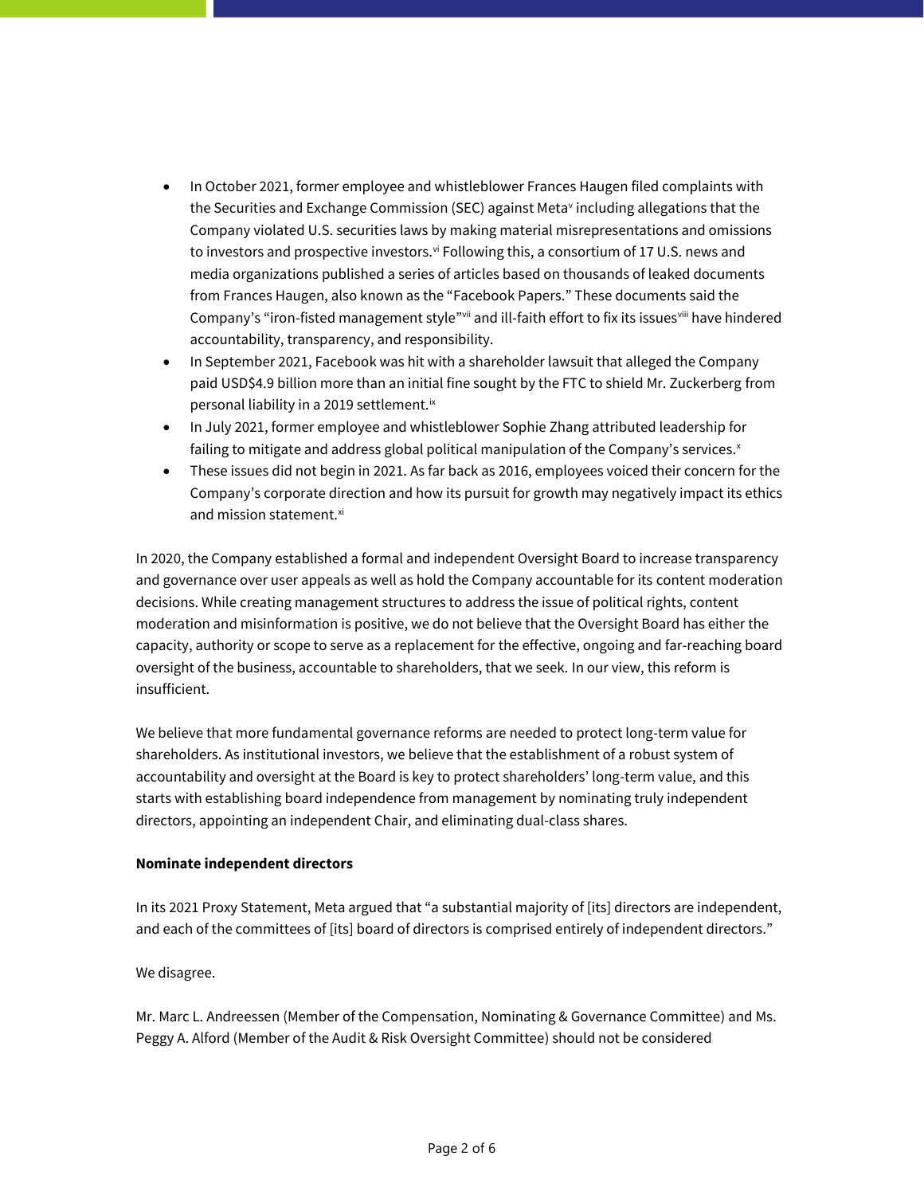- In October 2021, former employee and whistleblower Frances Haugen filed complaints with the Securities and Exchange Commission (SEC) against Meta[v] including allegations that the Company violated U.S. securities laws by making material misrepresentations and omissions to investors and prospective investors.[vi] Following this, a consortium of 17 U.S. news and media organizations published a series of articles based on thousands of leaked documents from Frances Haugen, also known as the "Facebook Papers." These documents said the Company's "iron-fisted management style"[vii] and ill-faith effort to fix its issues[viii] have hindered accountability, transparency, and responsibility.
- In September 2021, Facebook was hit with a shareholder lawsuit that alleged the Company paid USD$4.9 billion more than an initial fine sought by the FTC to shield Mr. Zuckerberg from personal liability in a 2019 settlement.[ix]
- In July 2021, former employee and whistleblower Sophie Zhang attributed leadership for failing to mitigate and address global political manipulation of the Company's services.[x]
- These issues did not begin in 2021. As far back as 2016, employees voiced their concern for the Company's corporate direction and how its pursuit for growth may negatively impact its ethics and mission statement.[xi]

In 2020, the Company established a formal and independent Oversight Board to increase transparency and governance over user appeals as well as hold the Company accountable for its content moderation decisions. While creating management structures to address the issue of political rights, content moderation and misinformation is positive, we do not believe that the Oversight Board has either the capacity, authority or scope to serve as a replacement for the effective, ongoing and far-reaching board oversight of the business, accountable to shareholders, that we seek. In our view, this reform is insufficient.

We believe that more fundamental governance reforms are needed to protect long-term value for shareholders. As institutional investors, we believe that the establishment of a robust system of accountability and oversight at the Board is key to protect shareholders' long-term value, and this starts with establishing board independence from management by nominating truly independent directors, appointing an independent Chair, and eliminating dual-class shares.

**Nominate independent directors**

In its 2021 Proxy Statement, Meta argued that "a substantial majority of [its] directors are independent, and each of the committees of [its] board of directors is comprised entirely of independent directors."

We disagree.

Mr. Marc L. Andreessen (Member of the Compensation, Nominating & Governance Committee) and Ms. Peggy A. Alford (Member of the Audit & Risk Oversight Committee) should not be considered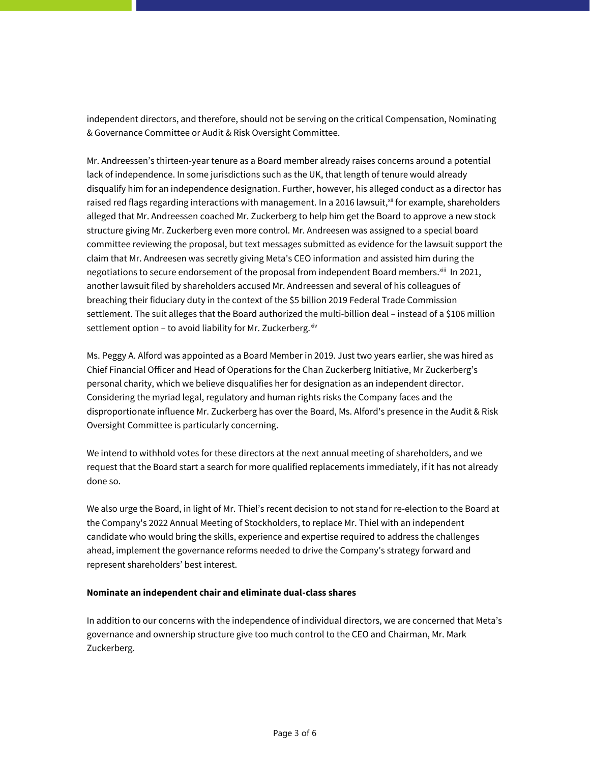independent directors, and therefore, should not be serving on the critical Compensation, Nominating & Governance Committee or Audit & Risk Oversight Committee.

Mr. Andreessen's thirteen-year tenure as a Board member already raises concerns around a potential lack of independence. In some jurisdictions such as the UK, that length of tenure would already disqualify him for an independence designation. Further, however, his alleged conduct as a director has raised red flags regarding interactions with management. In a 2016 lawsuit,[xii] for example, shareholders alleged that Mr. Andreessen coached Mr. Zuckerberg to help him get the Board to approve a new stock structure giving Mr. Zuckerberg even more control. Mr. Andreesen was assigned to a special board committee reviewing the proposal, but text messages submitted as evidence for the lawsuit support the claim that Mr. Andreesen was secretly giving Meta's CEO information and assisted him during the negotiations to secure endorsement of the proposal from independent Board members.[xiii] In 2021, another lawsuit filed by shareholders accused Mr. Andreessen and several of his colleagues of breaching their fiduciary duty in the context of the $5 billion 2019 Federal Trade Commission settlement. The suit alleges that the Board authorized the multi-billion deal – instead of a $106 million settlement option – to avoid liability for Mr. Zuckerberg.[xiv]

Ms. Peggy A. Alford was appointed as a Board Member in 2019. Just two years earlier, she was hired as Chief Financial Officer and Head of Operations for the Chan Zuckerberg Initiative, Mr Zuckerberg's personal charity, which we believe disqualifies her for designation as an independent director. Considering the myriad legal, regulatory and human rights risks the Company faces and the disproportionate influence Mr. Zuckerberg has over the Board, Ms. Alford's presence in the Audit & Risk Oversight Committee is particularly concerning.

We intend to withhold votes for these directors at the next annual meeting of shareholders, and we request that the Board start a search for more qualified replacements immediately, if it has not already done so.

We also urge the Board, in light of Mr. Thiel's recent decision to not stand for re-election to the Board at the Company's 2022 Annual Meeting of Stockholders, to replace Mr. Thiel with an independent candidate who would bring the skills, experience and expertise required to address the challenges ahead, implement the governance reforms needed to drive the Company's strategy forward and represent shareholders' best interest.

**Nominate an independent chair and eliminate dual-class shares**

In addition to our concerns with the independence of individual directors, we are concerned that Meta's governance and ownership structure give too much control to the CEO and Chairman, Mr. Mark Zuckerberg.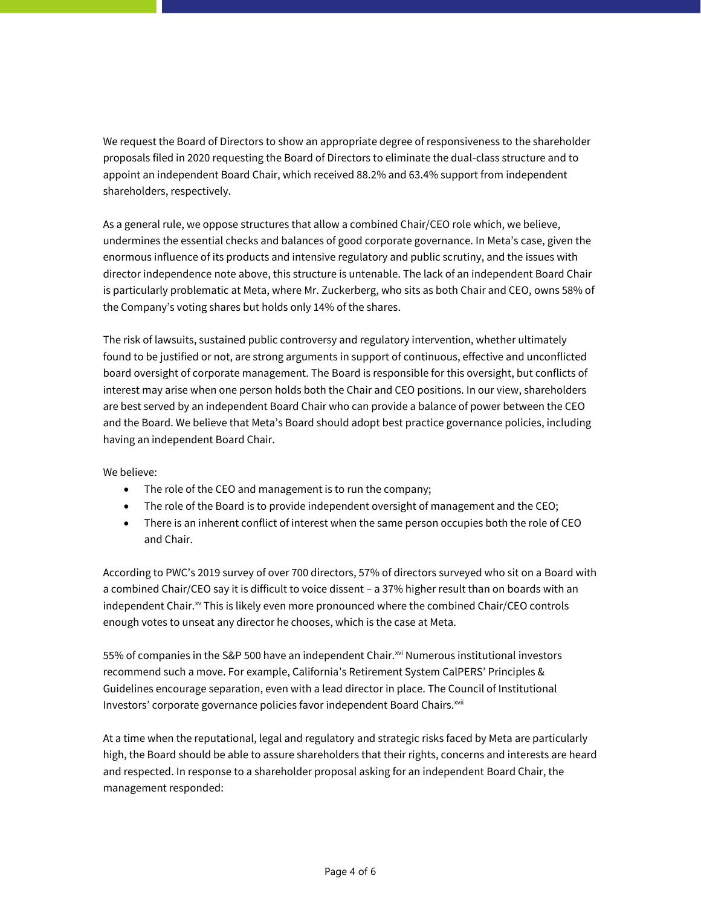We request the Board of Directors to show an appropriate degree of responsiveness to the shareholder proposals filed in 2020 requesting the Board of Directors to eliminate the dual-class structure and to appoint an independent Board Chair, which received 88.2% and 63.4% support from independent shareholders, respectively.

As a general rule, we oppose structures that allow a combined Chair/CEO role which, we believe, undermines the essential checks and balances of good corporate governance. In Meta's case, given the enormous influence of its products and intensive regulatory and public scrutiny, and the issues with director independence note above, this structure is untenable. The lack of an independent Board Chair is particularly problematic at Meta, where Mr. Zuckerberg, who sits as both Chair and CEO, owns 58% of the Company's voting shares but holds only 14% of the shares.

The risk of lawsuits, sustained public controversy and regulatory intervention, whether ultimately found to be justified or not, are strong arguments in support of continuous, effective and unconflicted board oversight of corporate management. The Board is responsible for this oversight, but conflicts of interest may arise when one person holds both the Chair and CEO positions. In our view, shareholders are best served by an independent Board Chair who can provide a balance of power between the CEO and the Board. We believe that Meta's Board should adopt best practice governance policies, including having an independent Board Chair.

We believe:

- The role of the CEO and management is to run the company;
- The role of the Board is to provide independent oversight of management and the CEO;
- There is an inherent conflict of interest when the same person occupies both the role of CEO and Chair.

According to PWC's 2019 survey of over 700 directors, 57% of directors surveyed who sit on a Board with a combined Chair/CEO say it is difficult to voice dissent – a 37% higher result than on boards with an independent Chair.[xv] This is likely even more pronounced where the combined Chair/CEO controls enough votes to unseat any director he chooses, which is the case at Meta.

55% of companies in the S&P 500 have an independent Chair.[xvi] Numerous institutional investors recommend such a move. For example, California's Retirement System CalPERS' Principles & Guidelines encourage separation, even with a lead director in place. The Council of Institutional Investors' corporate governance policies favor independent Board Chairs.[xvii]

At a time when the reputational, legal and regulatory and strategic risks faced by Meta are particularly high, the Board should be able to assure shareholders that their rights, concerns and interests are heard and respected. In response to a shareholder proposal asking for an independent Board Chair, the management responded: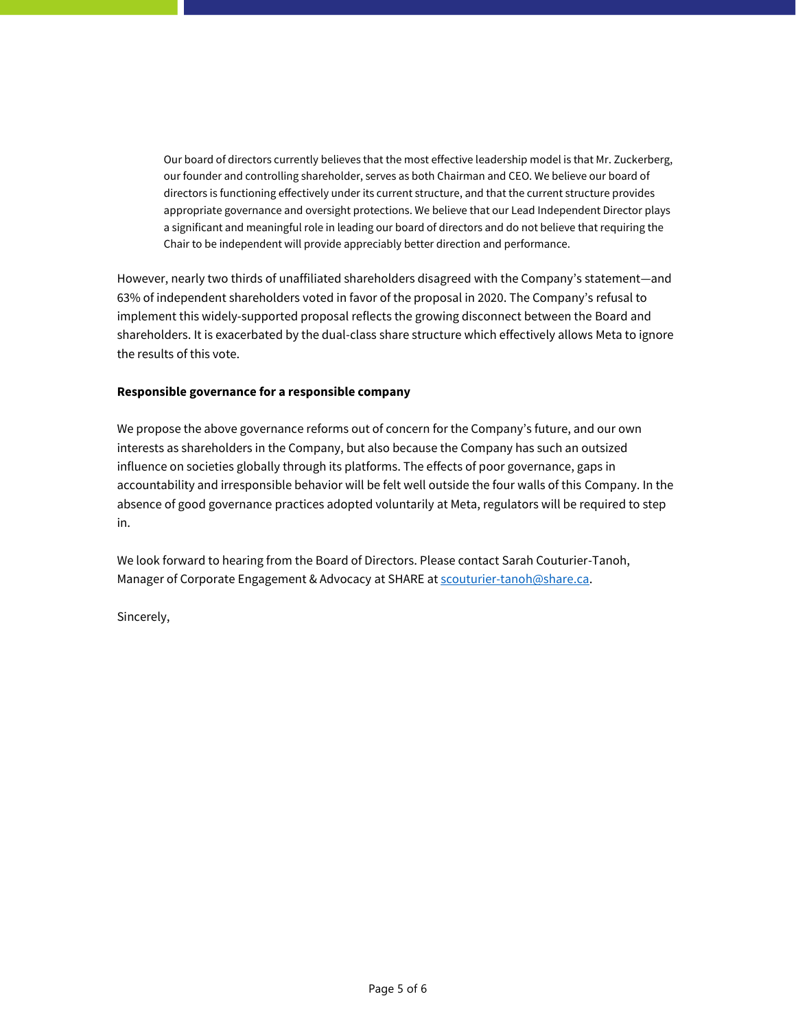> Our board of directors currently believes that the most effective leadership model is that Mr. Zuckerberg, our founder and controlling shareholder, serves as both Chairman and CEO. We believe our board of directors is functioning effectively under its current structure, and that the current structure provides appropriate governance and oversight protections. We believe that our Lead Independent Director plays a significant and meaningful role in leading our board of directors and do not believe that requiring the Chair to be independent will provide appreciably better direction and performance.

However, nearly two thirds of unaffiliated shareholders disagreed with the Company's statement—and 63% of independent shareholders voted in favor of the proposal in 2020. The Company's refusal to implement this widely-supported proposal reflects the growing disconnect between the Board and shareholders. It is exacerbated by the dual-class share structure which effectively allows Meta to ignore the results of this vote.

**Responsible governance for a responsible company**

We propose the above governance reforms out of concern for the Company's future, and our own interests as shareholders in the Company, but also because the Company has such an outsized influence on societies globally through its platforms. The effects of poor governance, gaps in accountability and irresponsible behavior will be felt well outside the four walls of this Company. In the absence of good governance practices adopted voluntarily at Meta, regulators will be required to step in.

We look forward to hearing from the Board of Directors. Please contact Sarah Couturier-Tanoh, Manager of Corporate Engagement & Advocacy at SHARE at scouturier-tanoh@share.ca.

Sincerely,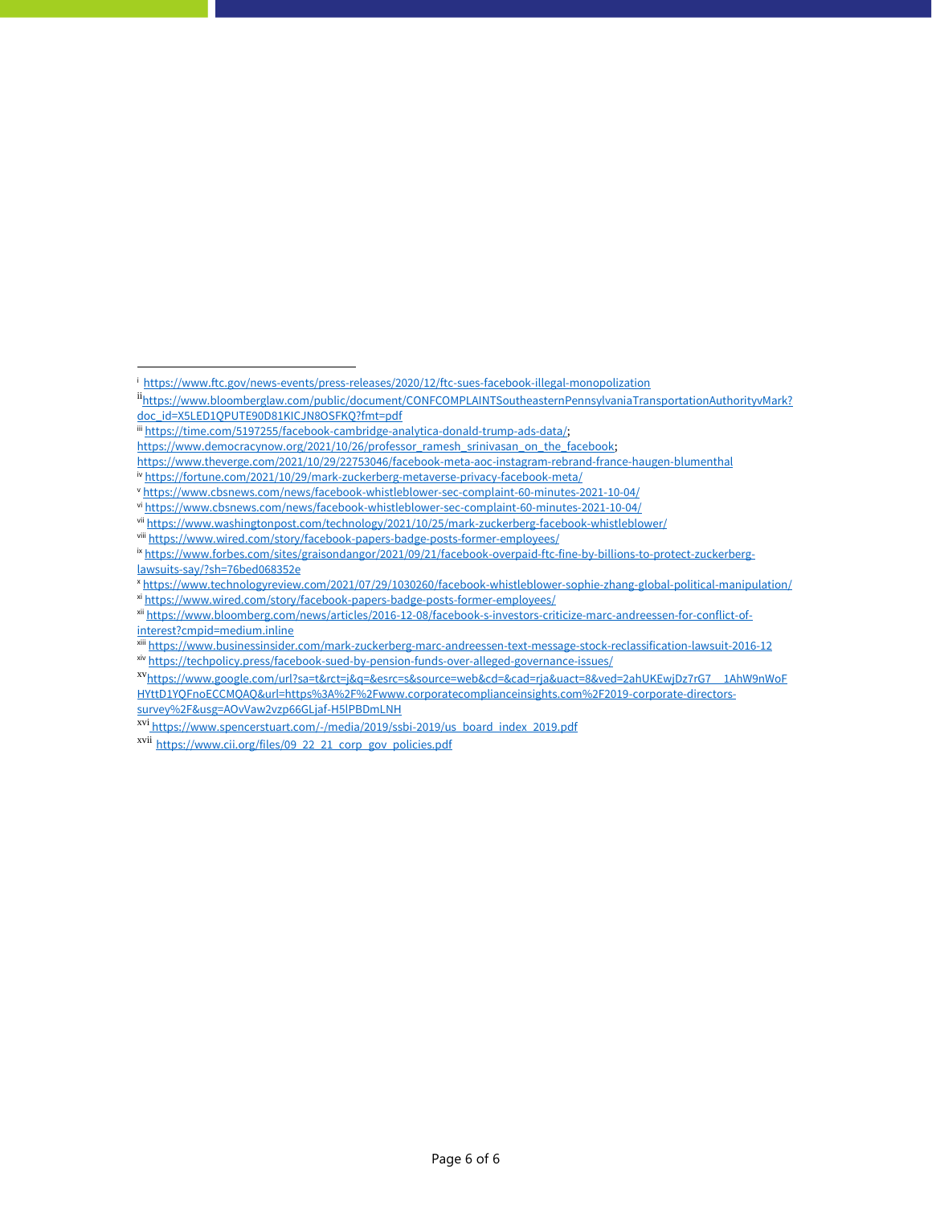[i] https://www.ftc.gov/news-events/press-releases/2020/12/ftc-sues-facebook-illegal-monopolization

[ii] https://www.bloomberglaw.com/public/document/CONFCOMPLAINTSoutheasternPennsylvaniaTransportationAuthorityvMark?doc_id=X5LED1QPUTE90D81KICJN8OSFKQ?fmt=pdf

[iii] https://time.com/5197255/facebook-cambridge-analytica-donald-trump-ads-data/; https://www.democracynow.org/2021/10/26/professor_ramesh_srinivasan_on_the_facebook; https://www.theverge.com/2021/10/29/22753046/facebook-meta-aoc-instagram-rebrand-france-haugen-blumenthal

[iv] https://fortune.com/2021/10/29/mark-zuckerberg-metaverse-privacy-facebook-meta/

[v] https://www.cbsnews.com/news/facebook-whistleblower-sec-complaint-60-minutes-2021-10-04/

[vi] https://www.cbsnews.com/news/facebook-whistleblower-sec-complaint-60-minutes-2021-10-04/

[vii] https://www.washingtonpost.com/technology/2021/10/25/mark-zuckerberg-facebook-whistleblower/

[viii] https://www.wired.com/story/facebook-papers-badge-posts-former-employees/

[ix] https://www.forbes.com/sites/graisondangor/2021/09/21/facebook-overpaid-ftc-fine-by-billions-to-protect-zuckerberg-lawsuits-say/?sh=76bed068352e

[x] https://www.technologyreview.com/2021/07/29/1030260/facebook-whistleblower-sophie-zhang-global-political-manipulation/

[xi] https://www.wired.com/story/facebook-papers-badge-posts-former-employees/

[xii] https://www.bloomberg.com/news/articles/2016-12-08/facebook-s-investors-criticize-marc-andreessen-for-conflict-of-interest?cmpid=medium.inline

[xiii] https://www.businessinsider.com/mark-zuckerberg-marc-andreessen-text-message-stock-reclassification-lawsuit-2016-12

[xiv] https://techpolicy.press/facebook-sued-by-pension-funds-over-alleged-governance-issues/

[xv] https://www.google.com/url?sa=t&rct=j&q=&esrc=s&source=web&cd=&cad=rja&uact=8&ved=2ahUKEwjDz7rG7__1AhW9nWoFHYttD1YQFnoECCMQAQ&url=https%3A%2F%2Fwww.corporatecomplianceinsights.com%2F2019-corporate-directors-survey%2F&usg=AOvVaw2vzp66GLjaf-H5lPBDmLNH

[xvi] https://www.spencerstuart.com/-/media/2019/ssbi-2019/us_board_index_2019.pdf

[xvii] https://www.cii.org/files/09_22_21_corp_gov_policies.pdf